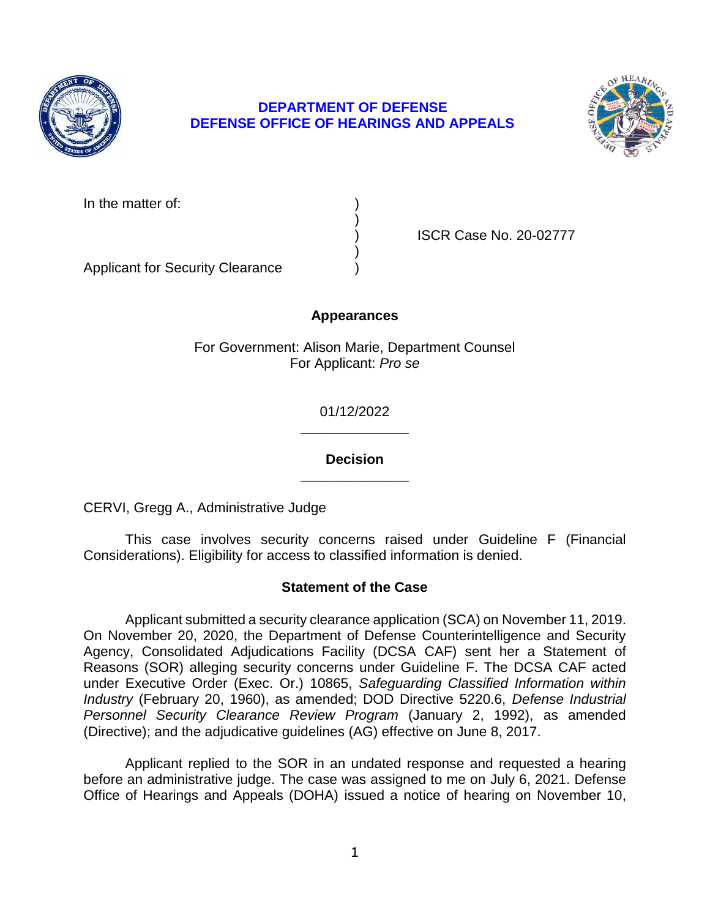**DEPARTMENT OF DEFENSE**
**DEFENSE OFFICE OF HEARINGS AND APPEALS**

In the matter of: )
)
) ISCR Case No. 20-02777
)
Applicant for Security Clearance )

**Appearances**

For Government: Alison Marie, Department Counsel
For Applicant: *Pro se*

01/12/2022

______________

**Decision**

______________

CERVI, Gregg A., Administrative Judge

This case involves security concerns raised under Guideline F (Financial Considerations). Eligibility for access to classified information is denied.

**Statement of the Case**

Applicant submitted a security clearance application (SCA) on November 11, 2019. On November 20, 2020, the Department of Defense Counterintelligence and Security Agency, Consolidated Adjudications Facility (DCSA CAF) sent her a Statement of Reasons (SOR) alleging security concerns under Guideline F. The DCSA CAF acted under Executive Order (Exec. Or.) 10865, *Safeguarding Classified Information within Industry* (February 20, 1960), as amended; DOD Directive 5220.6, *Defense Industrial Personnel Security Clearance Review Program* (January 2, 1992), as amended (Directive); and the adjudicative guidelines (AG) effective on June 8, 2017.

Applicant replied to the SOR in an undated response and requested a hearing before an administrative judge. The case was assigned to me on July 6, 2021. Defense Office of Hearings and Appeals (DOHA) issued a notice of hearing on November 10,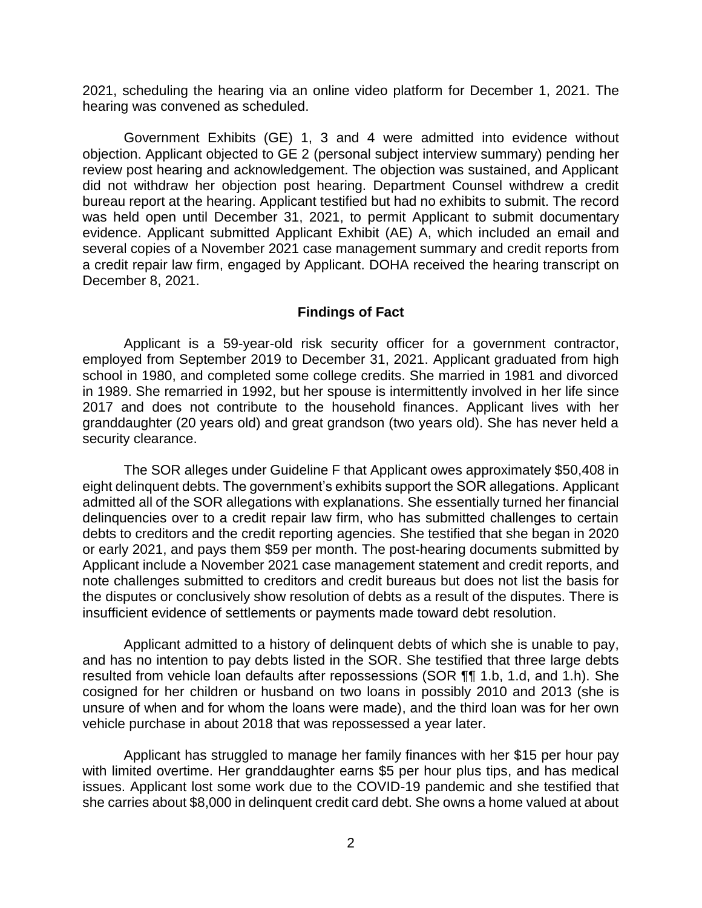2021, scheduling the hearing via an online video platform for December 1, 2021. The hearing was convened as scheduled.

Government Exhibits (GE) 1, 3 and 4 were admitted into evidence without objection. Applicant objected to GE 2 (personal subject interview summary) pending her review post hearing and acknowledgement. The objection was sustained, and Applicant did not withdraw her objection post hearing. Department Counsel withdrew a credit bureau report at the hearing. Applicant testified but had no exhibits to submit. The record was held open until December 31, 2021, to permit Applicant to submit documentary evidence. Applicant submitted Applicant Exhibit (AE) A, which included an email and several copies of a November 2021 case management summary and credit reports from a credit repair law firm, engaged by Applicant. DOHA received the hearing transcript on December 8, 2021.

## Findings of Fact

Applicant is a 59-year-old risk security officer for a government contractor, employed from September 2019 to December 31, 2021. Applicant graduated from high school in 1980, and completed some college credits. She married in 1981 and divorced in 1989. She remarried in 1992, but her spouse is intermittently involved in her life since 2017 and does not contribute to the household finances. Applicant lives with her granddaughter (20 years old) and great grandson (two years old). She has never held a security clearance.

The SOR alleges under Guideline F that Applicant owes approximately $50,408 in eight delinquent debts. The government's exhibits support the SOR allegations. Applicant admitted all of the SOR allegations with explanations. She essentially turned her financial delinquencies over to a credit repair law firm, who has submitted challenges to certain debts to creditors and the credit reporting agencies. She testified that she began in 2020 or early 2021, and pays them $59 per month. The post-hearing documents submitted by Applicant include a November 2021 case management statement and credit reports, and note challenges submitted to creditors and credit bureaus but does not list the basis for the disputes or conclusively show resolution of debts as a result of the disputes. There is insufficient evidence of settlements or payments made toward debt resolution.

Applicant admitted to a history of delinquent debts of which she is unable to pay, and has no intention to pay debts listed in the SOR. She testified that three large debts resulted from vehicle loan defaults after repossessions (SOR ¶¶ 1.b, 1.d, and 1.h). She cosigned for her children or husband on two loans in possibly 2010 and 2013 (she is unsure of when and for whom the loans were made), and the third loan was for her own vehicle purchase in about 2018 that was repossessed a year later.

Applicant has struggled to manage her family finances with her $15 per hour pay with limited overtime. Her granddaughter earns $5 per hour plus tips, and has medical issues. Applicant lost some work due to the COVID-19 pandemic and she testified that she carries about $8,000 in delinquent credit card debt. She owns a home valued at about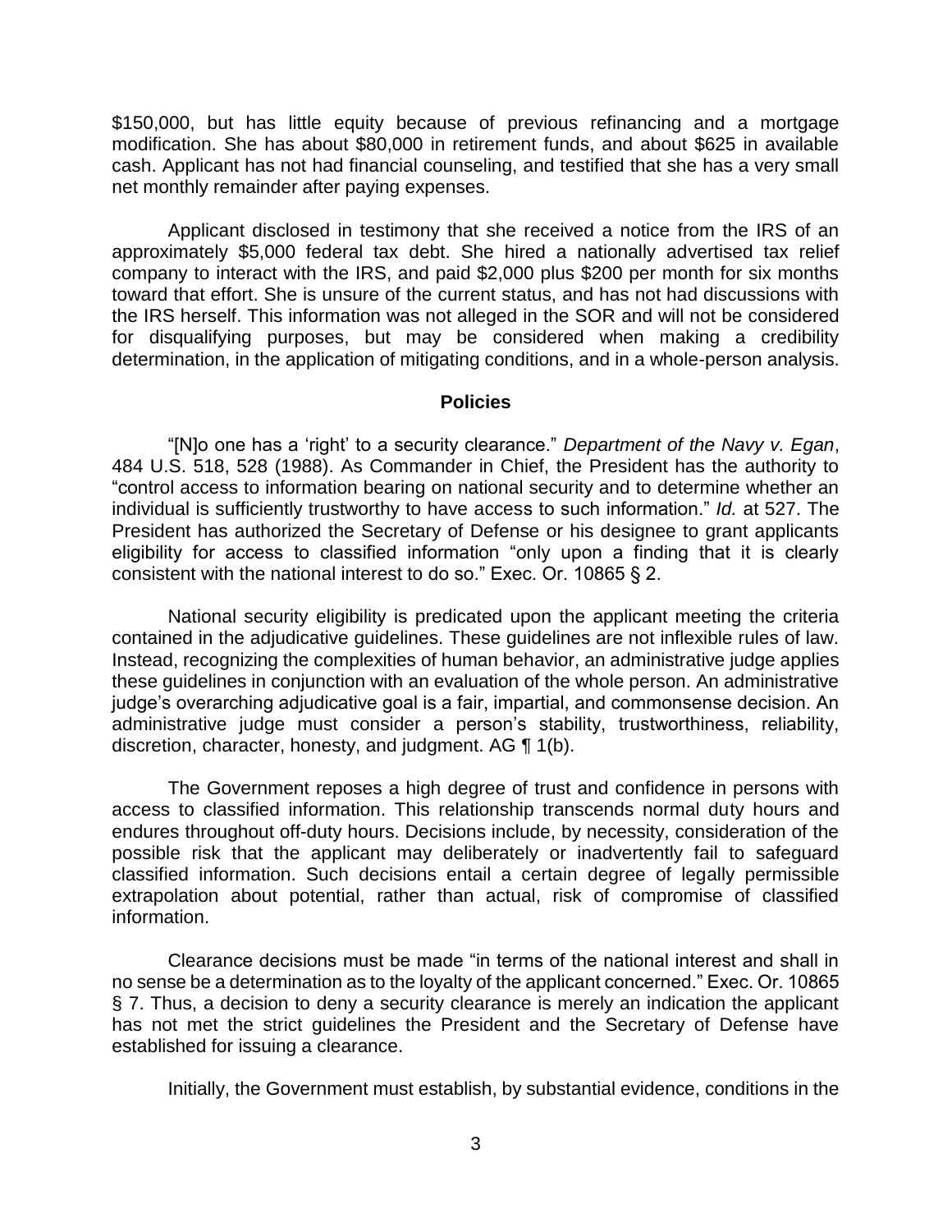$150,000, but has little equity because of previous refinancing and a mortgage modification. She has about $80,000 in retirement funds, and about $625 in available cash. Applicant has not had financial counseling, and testified that she has a very small net monthly remainder after paying expenses.

Applicant disclosed in testimony that she received a notice from the IRS of an approximately $5,000 federal tax debt. She hired a nationally advertised tax relief company to interact with the IRS, and paid $2,000 plus $200 per month for six months toward that effort. She is unsure of the current status, and has not had discussions with the IRS herself. This information was not alleged in the SOR and will not be considered for disqualifying purposes, but may be considered when making a credibility determination, in the application of mitigating conditions, and in a whole-person analysis.

## Policies

"[N]o one has a 'right' to a security clearance." *Department of the Navy v. Egan*, 484 U.S. 518, 528 (1988). As Commander in Chief, the President has the authority to "control access to information bearing on national security and to determine whether an individual is sufficiently trustworthy to have access to such information." *Id.* at 527. The President has authorized the Secretary of Defense or his designee to grant applicants eligibility for access to classified information "only upon a finding that it is clearly consistent with the national interest to do so." Exec. Or. 10865 § 2.

National security eligibility is predicated upon the applicant meeting the criteria contained in the adjudicative guidelines. These guidelines are not inflexible rules of law. Instead, recognizing the complexities of human behavior, an administrative judge applies these guidelines in conjunction with an evaluation of the whole person. An administrative judge's overarching adjudicative goal is a fair, impartial, and commonsense decision. An administrative judge must consider a person's stability, trustworthiness, reliability, discretion, character, honesty, and judgment. AG ¶ 1(b).

The Government reposes a high degree of trust and confidence in persons with access to classified information. This relationship transcends normal duty hours and endures throughout off-duty hours. Decisions include, by necessity, consideration of the possible risk that the applicant may deliberately or inadvertently fail to safeguard classified information. Such decisions entail a certain degree of legally permissible extrapolation about potential, rather than actual, risk of compromise of classified information.

Clearance decisions must be made "in terms of the national interest and shall in no sense be a determination as to the loyalty of the applicant concerned." Exec. Or. 10865 § 7. Thus, a decision to deny a security clearance is merely an indication the applicant has not met the strict guidelines the President and the Secretary of Defense have established for issuing a clearance.

Initially, the Government must establish, by substantial evidence, conditions in the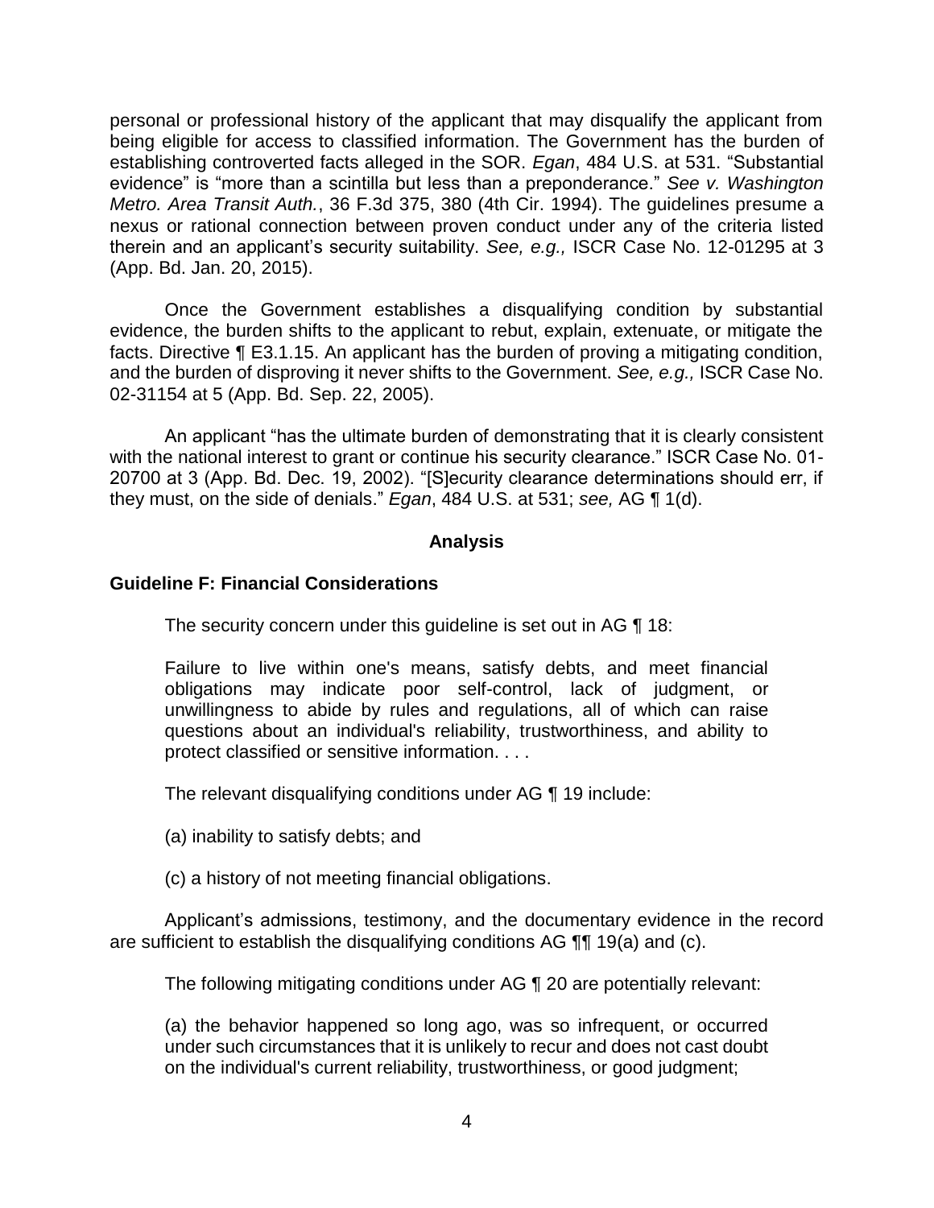personal or professional history of the applicant that may disqualify the applicant from being eligible for access to classified information. The Government has the burden of establishing controverted facts alleged in the SOR. *Egan*, 484 U.S. at 531. "Substantial evidence" is "more than a scintilla but less than a preponderance." *See v. Washington Metro. Area Transit Auth.*, 36 F.3d 375, 380 (4th Cir. 1994). The guidelines presume a nexus or rational connection between proven conduct under any of the criteria listed therein and an applicant's security suitability. *See, e.g.,* ISCR Case No. 12-01295 at 3 (App. Bd. Jan. 20, 2015).

Once the Government establishes a disqualifying condition by substantial evidence, the burden shifts to the applicant to rebut, explain, extenuate, or mitigate the facts. Directive ¶ E3.1.15. An applicant has the burden of proving a mitigating condition, and the burden of disproving it never shifts to the Government. *See, e.g.,* ISCR Case No. 02-31154 at 5 (App. Bd. Sep. 22, 2005).

An applicant "has the ultimate burden of demonstrating that it is clearly consistent with the national interest to grant or continue his security clearance." ISCR Case No. 01-20700 at 3 (App. Bd. Dec. 19, 2002). "[S]ecurity clearance determinations should err, if they must, on the side of denials." *Egan*, 484 U.S. at 531; *see,* AG ¶ 1(d).

## Analysis

### Guideline F: Financial Considerations

The security concern under this guideline is set out in AG ¶ 18:

> Failure to live within one's means, satisfy debts, and meet financial obligations may indicate poor self-control, lack of judgment, or unwillingness to abide by rules and regulations, all of which can raise questions about an individual's reliability, trustworthiness, and ability to protect classified or sensitive information. . . .

The relevant disqualifying conditions under AG ¶ 19 include:

(a) inability to satisfy debts; and

(c) a history of not meeting financial obligations.

Applicant's admissions, testimony, and the documentary evidence in the record are sufficient to establish the disqualifying conditions AG ¶¶ 19(a) and (c).

The following mitigating conditions under AG ¶ 20 are potentially relevant:

(a) the behavior happened so long ago, was so infrequent, or occurred under such circumstances that it is unlikely to recur and does not cast doubt on the individual's current reliability, trustworthiness, or good judgment;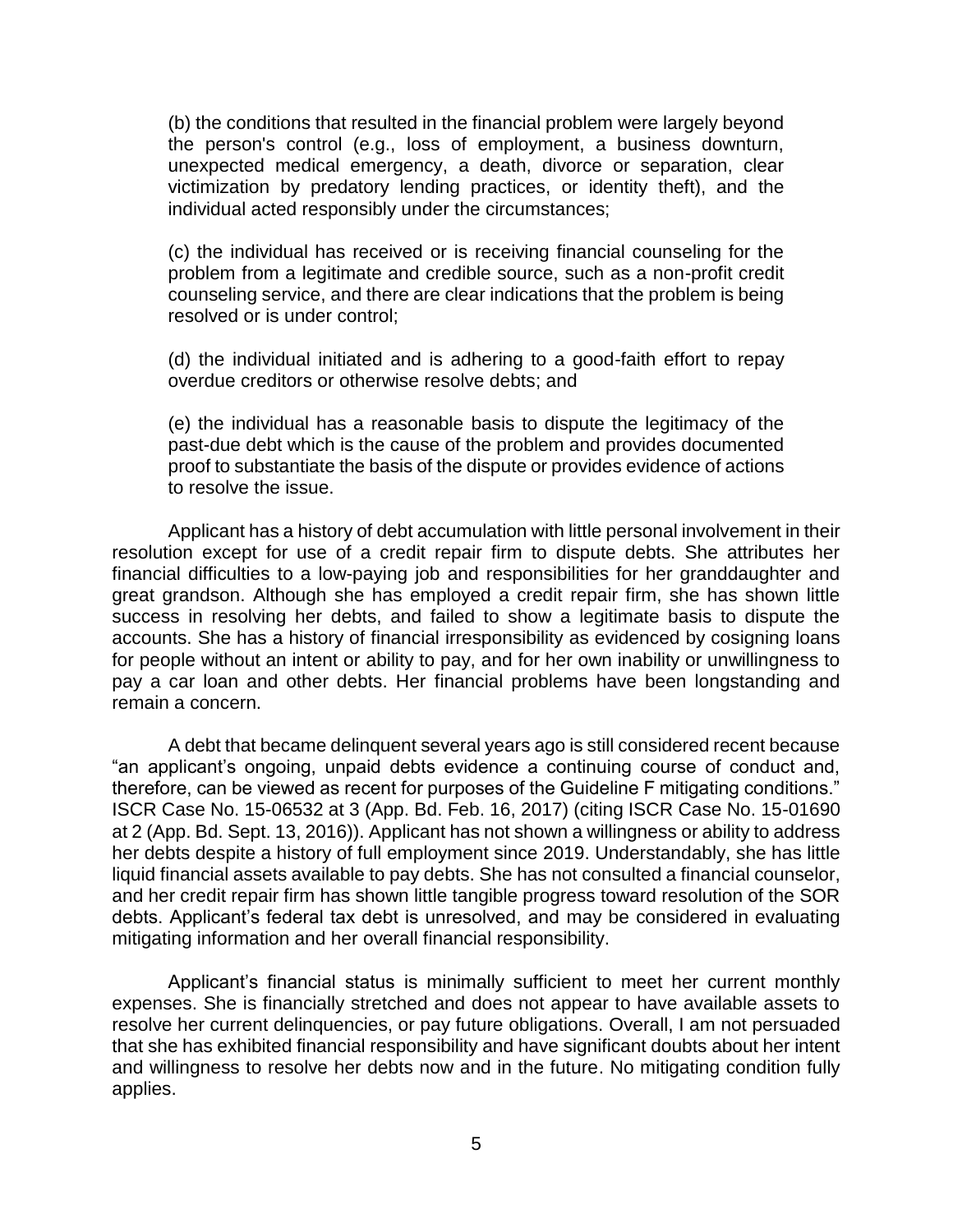(b) the conditions that resulted in the financial problem were largely beyond the person's control (e.g., loss of employment, a business downturn, unexpected medical emergency, a death, divorce or separation, clear victimization by predatory lending practices, or identity theft), and the individual acted responsibly under the circumstances;

(c) the individual has received or is receiving financial counseling for the problem from a legitimate and credible source, such as a non-profit credit counseling service, and there are clear indications that the problem is being resolved or is under control;

(d) the individual initiated and is adhering to a good-faith effort to repay overdue creditors or otherwise resolve debts; and

(e) the individual has a reasonable basis to dispute the legitimacy of the past-due debt which is the cause of the problem and provides documented proof to substantiate the basis of the dispute or provides evidence of actions to resolve the issue.

Applicant has a history of debt accumulation with little personal involvement in their resolution except for use of a credit repair firm to dispute debts. She attributes her financial difficulties to a low-paying job and responsibilities for her granddaughter and great grandson. Although she has employed a credit repair firm, she has shown little success in resolving her debts, and failed to show a legitimate basis to dispute the accounts. She has a history of financial irresponsibility as evidenced by cosigning loans for people without an intent or ability to pay, and for her own inability or unwillingness to pay a car loan and other debts. Her financial problems have been longstanding and remain a concern.

A debt that became delinquent several years ago is still considered recent because "an applicant's ongoing, unpaid debts evidence a continuing course of conduct and, therefore, can be viewed as recent for purposes of the Guideline F mitigating conditions." ISCR Case No. 15-06532 at 3 (App. Bd. Feb. 16, 2017) (citing ISCR Case No. 15-01690 at 2 (App. Bd. Sept. 13, 2016)). Applicant has not shown a willingness or ability to address her debts despite a history of full employment since 2019. Understandably, she has little liquid financial assets available to pay debts. She has not consulted a financial counselor, and her credit repair firm has shown little tangible progress toward resolution of the SOR debts. Applicant's federal tax debt is unresolved, and may be considered in evaluating mitigating information and her overall financial responsibility.

Applicant's financial status is minimally sufficient to meet her current monthly expenses. She is financially stretched and does not appear to have available assets to resolve her current delinquencies, or pay future obligations. Overall, I am not persuaded that she has exhibited financial responsibility and have significant doubts about her intent and willingness to resolve her debts now and in the future. No mitigating condition fully applies.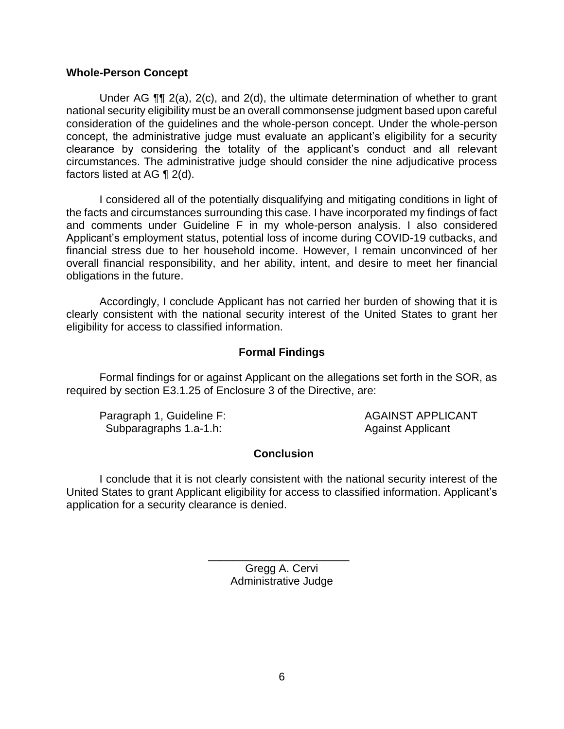**Whole-Person Concept**

Under AG ¶¶ 2(a), 2(c), and 2(d), the ultimate determination of whether to grant national security eligibility must be an overall commonsense judgment based upon careful consideration of the guidelines and the whole-person concept. Under the whole-person concept, the administrative judge must evaluate an applicant's eligibility for a security clearance by considering the totality of the applicant's conduct and all relevant circumstances. The administrative judge should consider the nine adjudicative process factors listed at AG ¶ 2(d).

I considered all of the potentially disqualifying and mitigating conditions in light of the facts and circumstances surrounding this case. I have incorporated my findings of fact and comments under Guideline F in my whole-person analysis. I also considered Applicant's employment status, potential loss of income during COVID-19 cutbacks, and financial stress due to her household income. However, I remain unconvinced of her overall financial responsibility, and her ability, intent, and desire to meet her financial obligations in the future.

Accordingly, I conclude Applicant has not carried her burden of showing that it is clearly consistent with the national security interest of the United States to grant her eligibility for access to classified information.

## Formal Findings

Formal findings for or against Applicant on the allegations set forth in the SOR, as required by section E3.1.25 of Enclosure 3 of the Directive, are:

| | |
|---|---|
| Paragraph 1, Guideline F: | AGAINST APPLICANT |
| Subparagraphs 1.a-1.h: | Against Applicant |

## Conclusion

I conclude that it is not clearly consistent with the national security interest of the United States to grant Applicant eligibility for access to classified information. Applicant's application for a security clearance is denied.

\_\_\_\_\_\_\_\_\_\_\_\_\_\_\_\_\_\_\_\_\_\_\_\_

Gregg A. Cervi
Administrative Judge